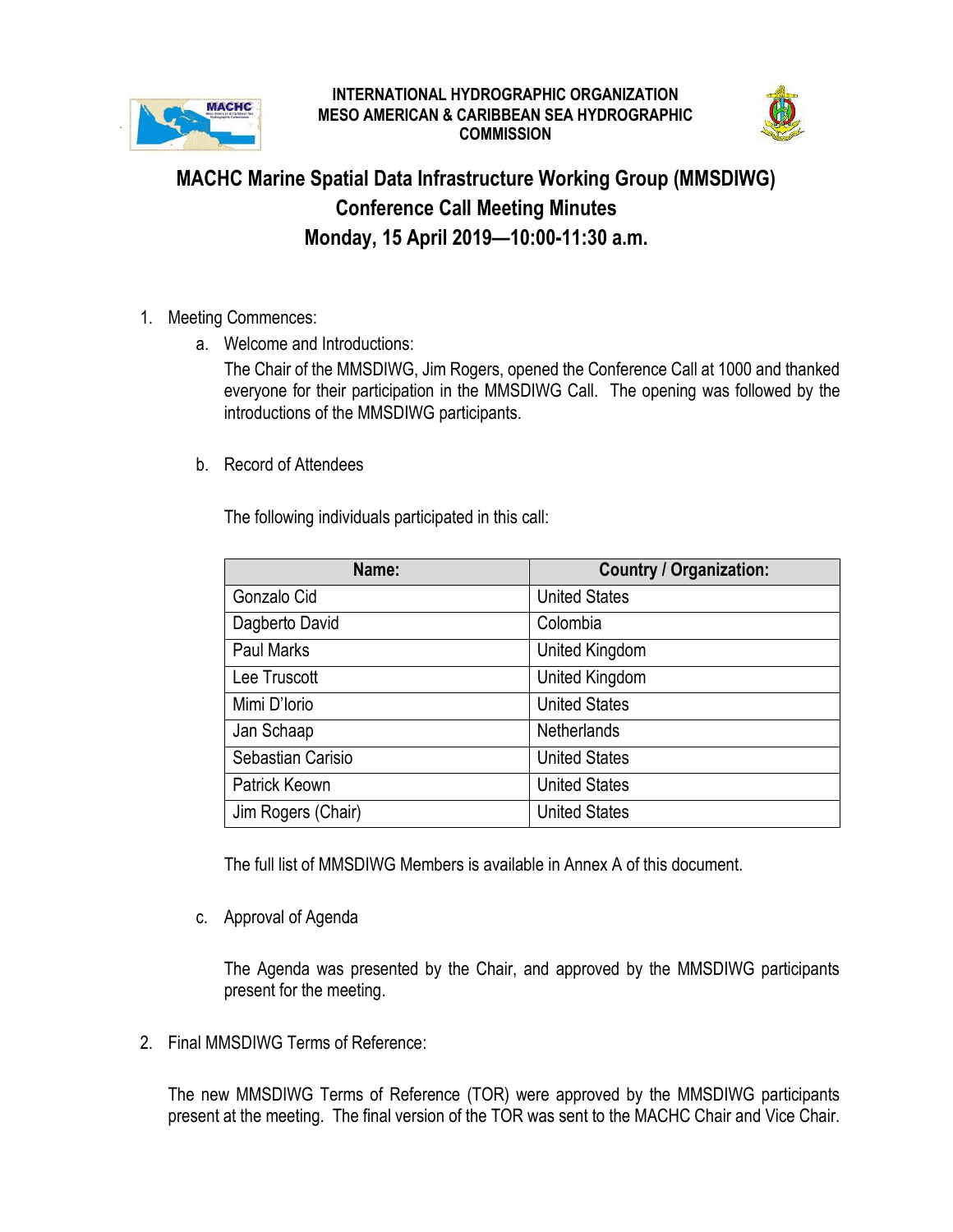**INTERNATIONAL HYDROGRAPHIC ORGANIZATION**
**MESO AMERICAN & CARIBBEAN SEA HYDROGRAPHIC COMMISSION**

# MACHC Marine Spatial Data Infrastructure Working Group (MMSDIWG) Conference Call Meeting Minutes Monday, 15 April 2019—10:00-11:30 a.m.

1. Meeting Commences:
   a. Welcome and Introductions:

      The Chair of the MMSDIWG, Jim Rogers, opened the Conference Call at 1000 and thanked everyone for their participation in the MMSDIWG Call. The opening was followed by the introductions of the MMSDIWG participants.

   b. Record of Attendees

      The following individuals participated in this call:

| Name: | Country / Organization: |
|---|---|
| Gonzalo Cid | United States |
| Dagberto David | Colombia |
| Paul Marks | United Kingdom |
| Lee Truscott | United Kingdom |
| Mimi D'Iorio | United States |
| Jan Schaap | Netherlands |
| Sebastian Carisio | United States |
| Patrick Keown | United States |
| Jim Rogers (Chair) | United States |

      The full list of MMSDIWG Members is available in Annex A of this document.

   c. Approval of Agenda

      The Agenda was presented by the Chair, and approved by the MMSDIWG participants present for the meeting.

2. Final MMSDIWG Terms of Reference:

   The new MMSDIWG Terms of Reference (TOR) were approved by the MMSDIWG participants present at the meeting. The final version of the TOR was sent to the MACHC Chair and Vice Chair.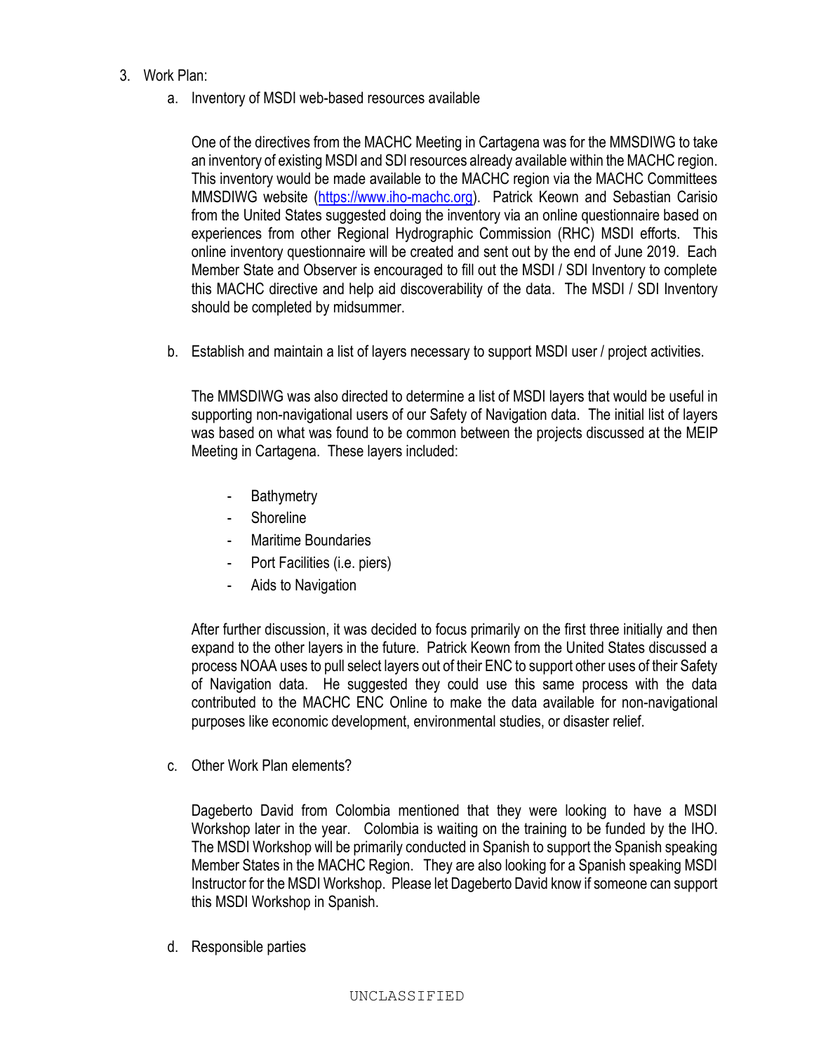3. Work Plan:

   a. Inventory of MSDI web-based resources available

      One of the directives from the MACHC Meeting in Cartagena was for the MMSDIWG to take an inventory of existing MSDI and SDI resources already available within the MACHC region. This inventory would be made available to the MACHC region via the MACHC Committees MMSDIWG website ([https://www.iho-machc.org](https://www.iho-machc.org)). Patrick Keown and Sebastian Carisio from the United States suggested doing the inventory via an online questionnaire based on experiences from other Regional Hydrographic Commission (RHC) MSDI efforts. This online inventory questionnaire will be created and sent out by the end of June 2019. Each Member State and Observer is encouraged to fill out the MSDI / SDI Inventory to complete this MACHC directive and help aid discoverability of the data. The MSDI / SDI Inventory should be completed by midsummer.

   b. Establish and maintain a list of layers necessary to support MSDI user / project activities.

      The MMSDIWG was also directed to determine a list of MSDI layers that would be useful in supporting non-navigational users of our Safety of Navigation data. The initial list of layers was based on what was found to be common between the projects discussed at the MEIP Meeting in Cartagena. These layers included:

      - Bathymetry
      - Shoreline
      - Maritime Boundaries
      - Port Facilities (i.e. piers)
      - Aids to Navigation

      After further discussion, it was decided to focus primarily on the first three initially and then expand to the other layers in the future. Patrick Keown from the United States discussed a process NOAA uses to pull select layers out of their ENC to support other uses of their Safety of Navigation data. He suggested they could use this same process with the data contributed to the MACHC ENC Online to make the data available for non-navigational purposes like economic development, environmental studies, or disaster relief.

   c. Other Work Plan elements?

      Dageberto David from Colombia mentioned that they were looking to have a MSDI Workshop later in the year. Colombia is waiting on the training to be funded by the IHO. The MSDI Workshop will be primarily conducted in Spanish to support the Spanish speaking Member States in the MACHC Region. They are also looking for a Spanish speaking MSDI Instructor for the MSDI Workshop. Please let Dageberto David know if someone can support this MSDI Workshop in Spanish.

   d. Responsible parties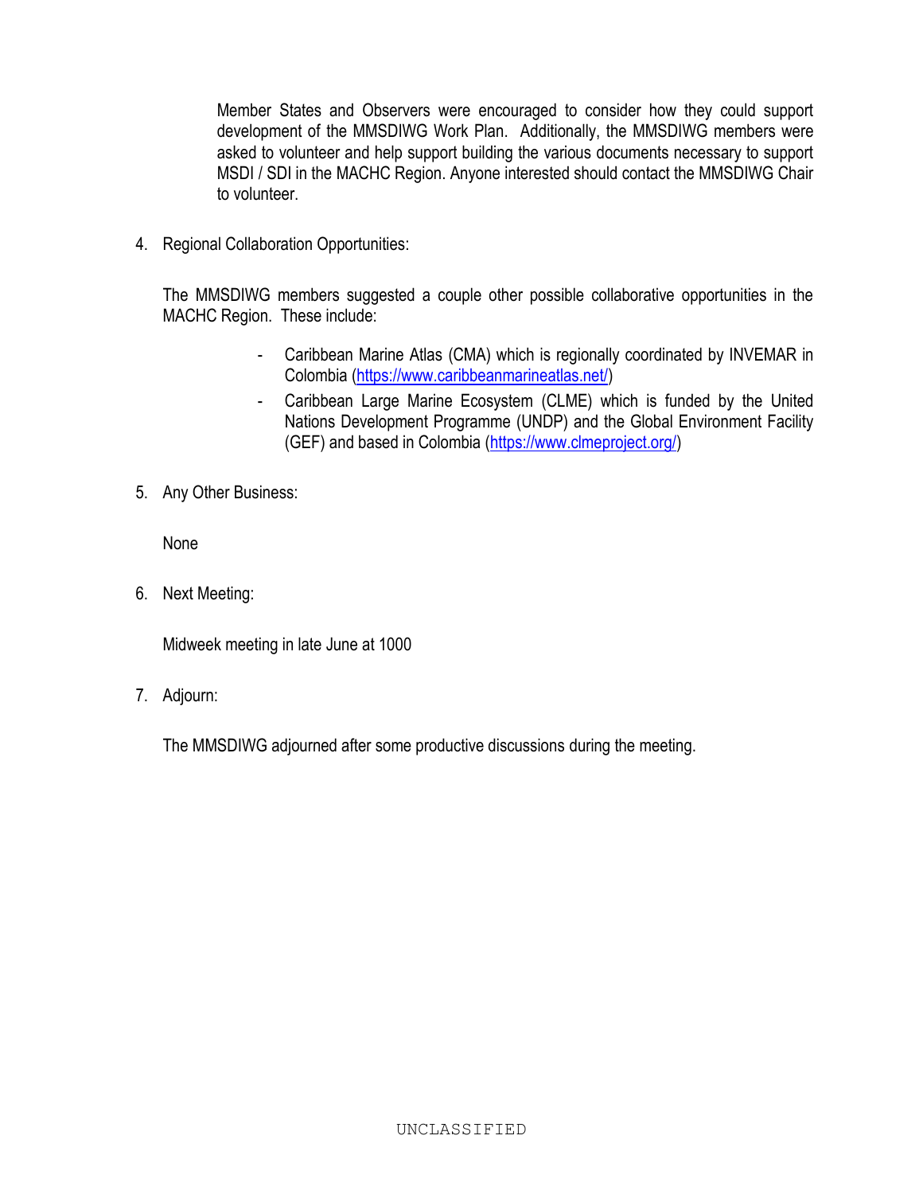Member States and Observers were encouraged to consider how they could support development of the MMSDIWG Work Plan. Additionally, the MMSDIWG members were asked to volunteer and help support building the various documents necessary to support MSDI / SDI in the MACHC Region. Anyone interested should contact the MMSDIWG Chair to volunteer.

4. Regional Collaboration Opportunities:

   The MMSDIWG members suggested a couple other possible collaborative opportunities in the MACHC Region. These include:

   - Caribbean Marine Atlas (CMA) which is regionally coordinated by INVEMAR in Colombia (https://www.caribbeanmarineatlas.net/)
   - Caribbean Large Marine Ecosystem (CLME) which is funded by the United Nations Development Programme (UNDP) and the Global Environment Facility (GEF) and based in Colombia (https://www.clmeproject.org/)

5. Any Other Business:

   None

6. Next Meeting:

   Midweek meeting in late June at 1000

7. Adjourn:

   The MMSDIWG adjourned after some productive discussions during the meeting.

UNCLASSIFIED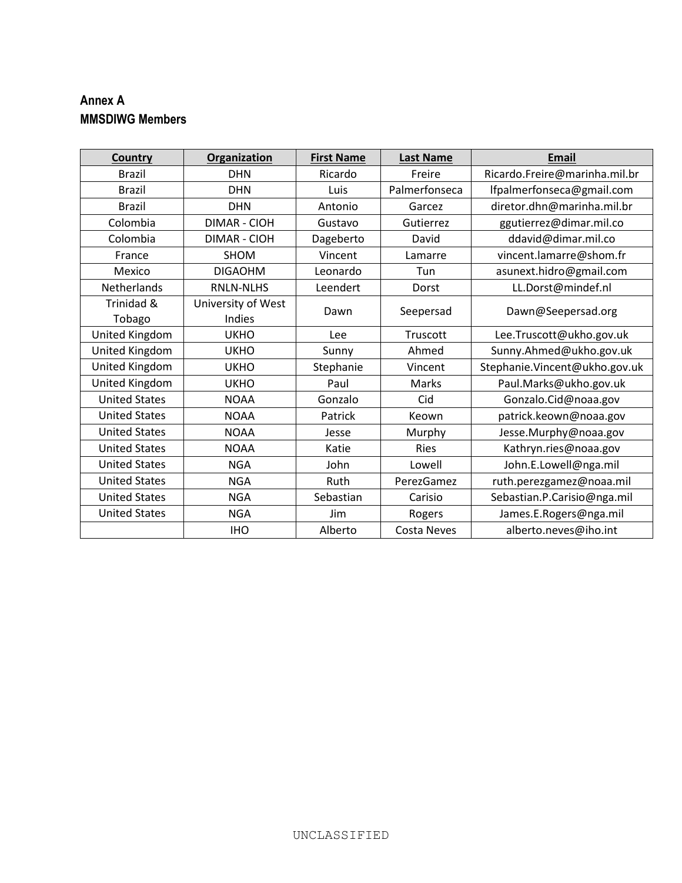**Annex A**
**MMSDIWG Members**

| Country | Organization | First Name | Last Name | Email |
|---|---|---|---|---|
| Brazil | DHN | Ricardo | Freire | Ricardo.Freire@marinha.mil.br |
| Brazil | DHN | Luis | Palmerfonseca | lfpalmerfonseca@gmail.com |
| Brazil | DHN | Antonio | Garcez | diretor.dhn@marinha.mil.br |
| Colombia | DIMAR - CIOH | Gustavo | Gutierrez | ggutierrez@dimar.mil.co |
| Colombia | DIMAR - CIOH | Dageberto | David | ddavid@dimar.mil.co |
| France | SHOM | Vincent | Lamarre | vincent.lamarre@shom.fr |
| Mexico | DIGAOHM | Leonardo | Tun | asunext.hidro@gmail.com |
| Netherlands | RNLN-NLHS | Leendert | Dorst | LL.Dorst@mindef.nl |
| Trinidad & Tobago | University of West Indies | Dawn | Seepersad | Dawn@Seepersad.org |
| United Kingdom | UKHO | Lee | Truscott | Lee.Truscott@ukho.gov.uk |
| United Kingdom | UKHO | Sunny | Ahmed | Sunny.Ahmed@ukho.gov.uk |
| United Kingdom | UKHO | Stephanie | Vincent | Stephanie.Vincent@ukho.gov.uk |
| United Kingdom | UKHO | Paul | Marks | Paul.Marks@ukho.gov.uk |
| United States | NOAA | Gonzalo | Cid | Gonzalo.Cid@noaa.gov |
| United States | NOAA | Patrick | Keown | patrick.keown@noaa.gov |
| United States | NOAA | Jesse | Murphy | Jesse.Murphy@noaa.gov |
| United States | NOAA | Katie | Ries | Kathryn.ries@noaa.gov |
| United States | NGA | John | Lowell | John.E.Lowell@nga.mil |
| United States | NGA | Ruth | PerezGamez | ruth.perezgamez@noaa.mil |
| United States | NGA | Sebastian | Carisio | Sebastian.P.Carisio@nga.mil |
| United States | NGA | Jim | Rogers | James.E.Rogers@nga.mil |
| | IHO | Alberto | Costa Neves | alberto.neves@iho.int |

UNCLASSIFIED